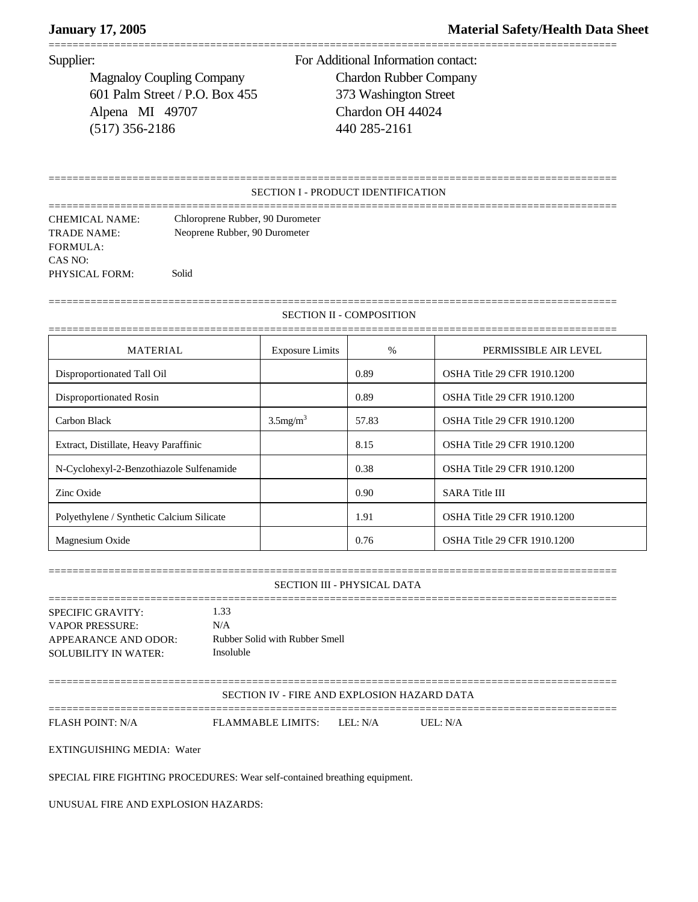**January 17, 2005** **Material Safety/Health Data Sheet**

Supplier:

Magnaloy Coupling Company
601 Palm Street / P.O. Box 455
Alpena MI 49707
(517) 356-2186

For Additional Information contact:

Chardon Rubber Company
373 Washington Street
Chardon OH 44024
440 285-2161

## SECTION I - PRODUCT IDENTIFICATION

CHEMICAL NAME: Chloroprene Rubber, 90 Durometer
TRADE NAME: Neoprene Rubber, 90 Durometer
FORMULA:
CAS NO:
PHYSICAL FORM: Solid

## SECTION II - COMPOSITION

| MATERIAL | Exposure Limits | % | PERMISSIBLE AIR LEVEL |
|---|---|---|---|
| Disproportionated Tall Oil | | 0.89 | OSHA Title 29 CFR 1910.1200 |
| Disproportionated Rosin | | 0.89 | OSHA Title 29 CFR 1910.1200 |
| Carbon Black | 3.5mg/m$^3$ | 57.83 | OSHA Title 29 CFR 1910.1200 |
| Extract, Distillate, Heavy Paraffinic | | 8.15 | OSHA Title 29 CFR 1910.1200 |
| N-Cyclohexyl-2-Benzothiazole Sulfenamide | | 0.38 | OSHA Title 29 CFR 1910.1200 |
| Zinc Oxide | | 0.90 | SARA Title III |
| Polyethylene / Synthetic Calcium Silicate | | 1.91 | OSHA Title 29 CFR 1910.1200 |
| Magnesium Oxide | | 0.76 | OSHA Title 29 CFR 1910.1200 |

## SECTION III - PHYSICAL DATA

SPECIFIC GRAVITY: 1.33
VAPOR PRESSURE: N/A
APPEARANCE AND ODOR: Rubber Solid with Rubber Smell
SOLUBILITY IN WATER: Insoluble

## SECTION IV - FIRE AND EXPLOSION HAZARD DATA

FLASH POINT: N/A FLAMMABLE LIMITS: LEL: N/A UEL: N/A

EXTINGUISHING MEDIA: Water

SPECIAL FIRE FIGHTING PROCEDURES: Wear self-contained breathing equipment.

UNUSUAL FIRE AND EXPLOSION HAZARDS: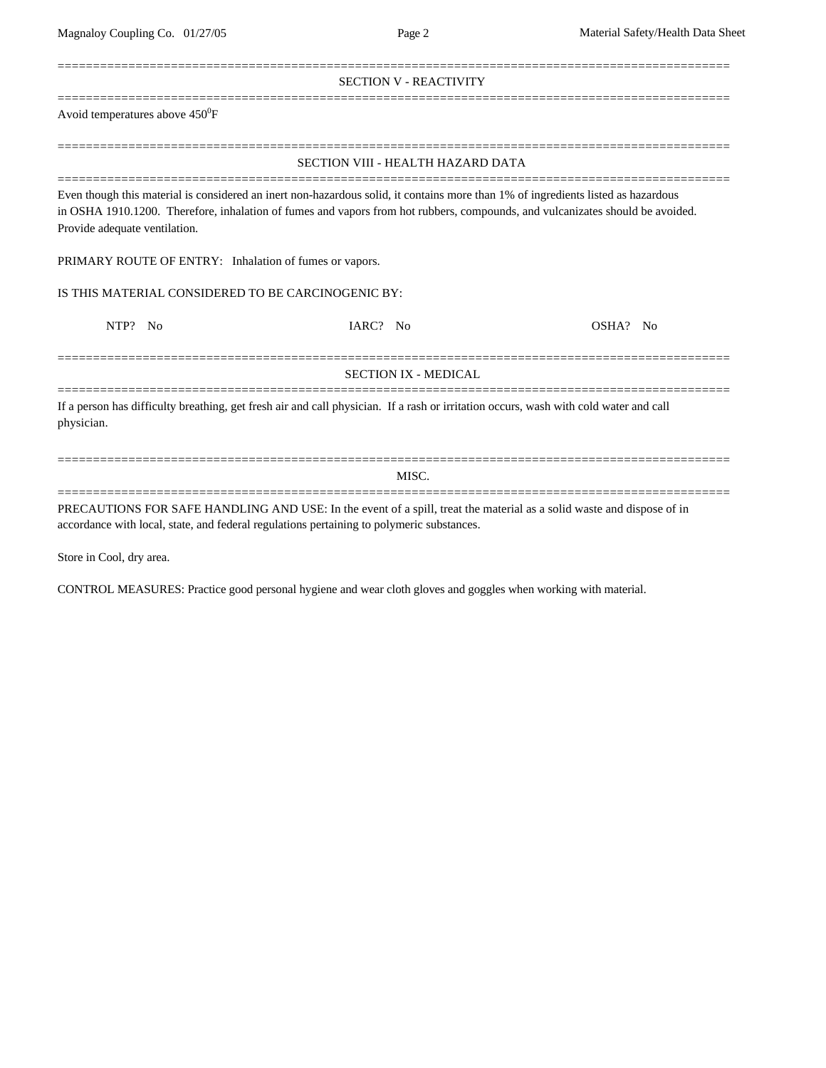## SECTION V - REACTIVITY

Avoid temperatures above $450^0$F

## SECTION VIII - HEALTH HAZARD DATA

Even though this material is considered an inert non-hazardous solid, it contains more than 1% of ingredients listed as hazardous in OSHA 1910.1200. Therefore, inhalation of fumes and vapors from hot rubbers, compounds, and vulcanizates should be avoided. Provide adequate ventilation.

PRIMARY ROUTE OF ENTRY: Inhalation of fumes or vapors.

IS THIS MATERIAL CONSIDERED TO BE CARCINOGENIC BY:

NTP? No    IARC? No    OSHA? No

## SECTION IX - MEDICAL

If a person has difficulty breathing, get fresh air and call physician. If a rash or irritation occurs, wash with cold water and call physician.

## MISC.

PRECAUTIONS FOR SAFE HANDLING AND USE: In the event of a spill, treat the material as a solid waste and dispose of in accordance with local, state, and federal regulations pertaining to polymeric substances.

Store in Cool, dry area.

CONTROL MEASURES: Practice good personal hygiene and wear cloth gloves and goggles when working with material.